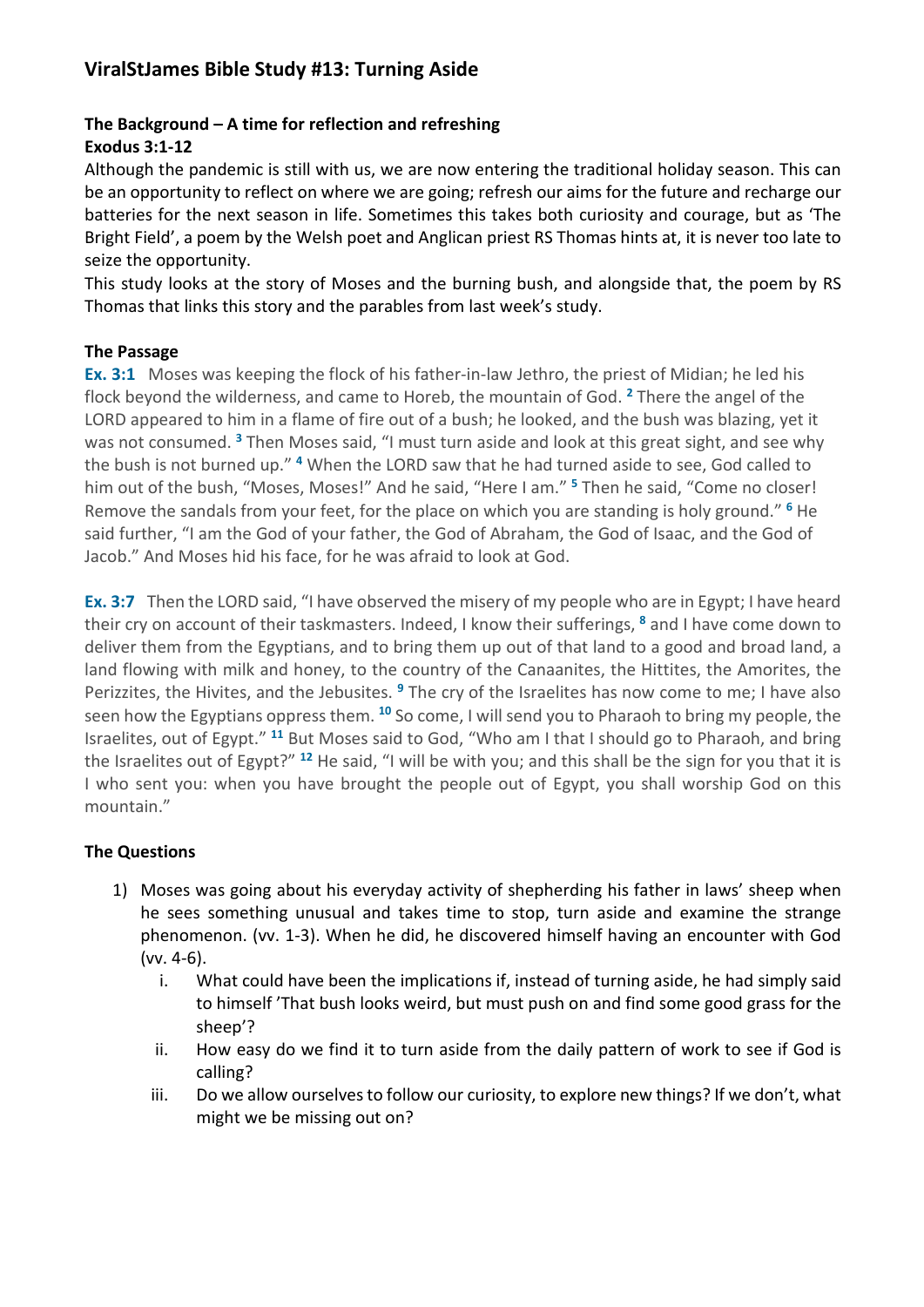# ViralStJames Bible Study #13: Turning Aside

**The Background – A time for reflection and refreshing**
**Exodus 3:1-12**

Although the pandemic is still with us, we are now entering the traditional holiday season. This can be an opportunity to reflect on where we are going; refresh our aims for the future and recharge our batteries for the next season in life. Sometimes this takes both curiosity and courage, but as 'The Bright Field', a poem by the Welsh poet and Anglican priest RS Thomas hints at, it is never too late to seize the opportunity.

This study looks at the story of Moses and the burning bush, and alongside that, the poem by RS Thomas that links this story and the parables from last week's study.

**The Passage**

**Ex. 3:1** Moses was keeping the flock of his father-in-law Jethro, the priest of Midian; he led his flock beyond the wilderness, and came to Horeb, the mountain of God. [2] There the angel of the LORD appeared to him in a flame of fire out of a bush; he looked, and the bush was blazing, yet it was not consumed. [3] Then Moses said, "I must turn aside and look at this great sight, and see why the bush is not burned up." [4] When the LORD saw that he had turned aside to see, God called to him out of the bush, "Moses, Moses!" And he said, "Here I am." [5] Then he said, "Come no closer! Remove the sandals from your feet, for the place on which you are standing is holy ground." [6] He said further, "I am the God of your father, the God of Abraham, the God of Isaac, and the God of Jacob." And Moses hid his face, for he was afraid to look at God.

**Ex. 3:7** Then the LORD said, "I have observed the misery of my people who are in Egypt; I have heard their cry on account of their taskmasters. Indeed, I know their sufferings, [8] and I have come down to deliver them from the Egyptians, and to bring them up out of that land to a good and broad land, a land flowing with milk and honey, to the country of the Canaanites, the Hittites, the Amorites, the Perizzites, the Hivites, and the Jebusites. [9] The cry of the Israelites has now come to me; I have also seen how the Egyptians oppress them. [10] So come, I will send you to Pharaoh to bring my people, the Israelites, out of Egypt." [11] But Moses said to God, "Who am I that I should go to Pharaoh, and bring the Israelites out of Egypt?" [12] He said, "I will be with you; and this shall be the sign for you that it is I who sent you: when you have brought the people out of Egypt, you shall worship God on this mountain."

**The Questions**

1) Moses was going about his everyday activity of shepherding his father in laws' sheep when he sees something unusual and takes time to stop, turn aside and examine the strange phenomenon. (vv. 1-3). When he did, he discovered himself having an encounter with God (vv. 4-6).
   i. What could have been the implications if, instead of turning aside, he had simply said to himself 'That bush looks weird, but must push on and find some good grass for the sheep'?
   ii. How easy do we find it to turn aside from the daily pattern of work to see if God is calling?
   iii. Do we allow ourselves to follow our curiosity, to explore new things? If we don't, what might we be missing out on?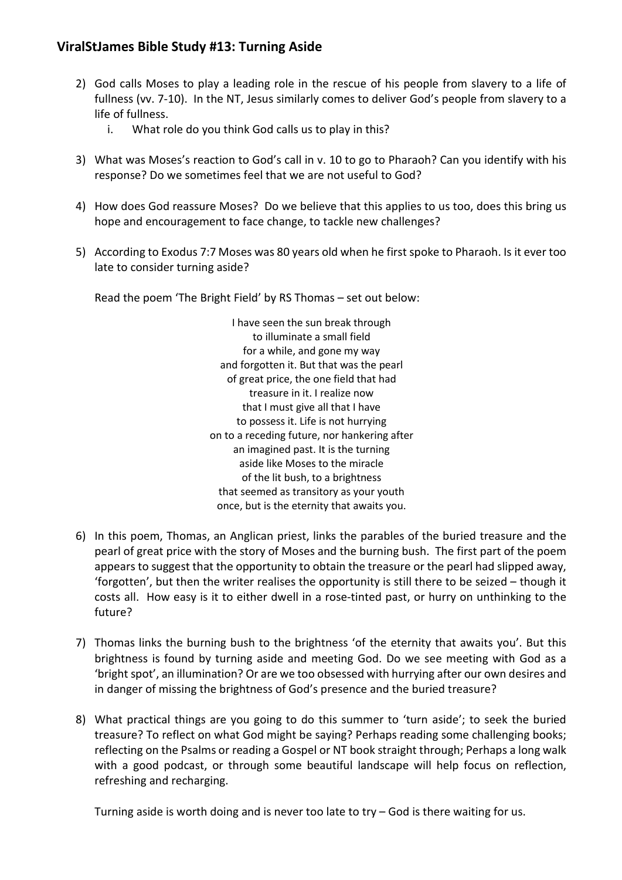## ViralStJames Bible Study #13: Turning Aside

2) God calls Moses to play a leading role in the rescue of his people from slavery to a life of fullness (vv. 7-10). In the NT, Jesus similarly comes to deliver God's people from slavery to a life of fullness.
    i. What role do you think God calls us to play in this?

3) What was Moses's reaction to God's call in v. 10 to go to Pharaoh? Can you identify with his response? Do we sometimes feel that we are not useful to God?

4) How does God reassure Moses? Do we believe that this applies to us too, does this bring us hope and encouragement to face change, to tackle new challenges?

5) According to Exodus 7:7 Moses was 80 years old when he first spoke to Pharaoh. Is it ever too late to consider turning aside?

   Read the poem 'The Bright Field' by RS Thomas – set out below:

   I have seen the sun break through  
   to illuminate a small field  
   for a while, and gone my way  
   and forgotten it. But that was the pearl  
   of great price, the one field that had  
   treasure in it. I realize now  
   that I must give all that I have  
   to possess it. Life is not hurrying  
   on to a receding future, nor hankering after  
   an imagined past. It is the turning  
   aside like Moses to the miracle  
   of the lit bush, to a brightness  
   that seemed as transitory as your youth  
   once, but is the eternity that awaits you.

6) In this poem, Thomas, an Anglican priest, links the parables of the buried treasure and the pearl of great price with the story of Moses and the burning bush. The first part of the poem appears to suggest that the opportunity to obtain the treasure or the pearl had slipped away, 'forgotten', but then the writer realises the opportunity is still there to be seized – though it costs all. How easy is it to either dwell in a rose-tinted past, or hurry on unthinking to the future?

7) Thomas links the burning bush to the brightness 'of the eternity that awaits you'. But this brightness is found by turning aside and meeting God. Do we see meeting with God as a 'bright spot', an illumination? Or are we too obsessed with hurrying after our own desires and in danger of missing the brightness of God's presence and the buried treasure?

8) What practical things are you going to do this summer to 'turn aside'; to seek the buried treasure? To reflect on what God might be saying? Perhaps reading some challenging books; reflecting on the Psalms or reading a Gospel or NT book straight through; Perhaps a long walk with a good podcast, or through some beautiful landscape will help focus on reflection, refreshing and recharging.

   Turning aside is worth doing and is never too late to try – God is there waiting for us.